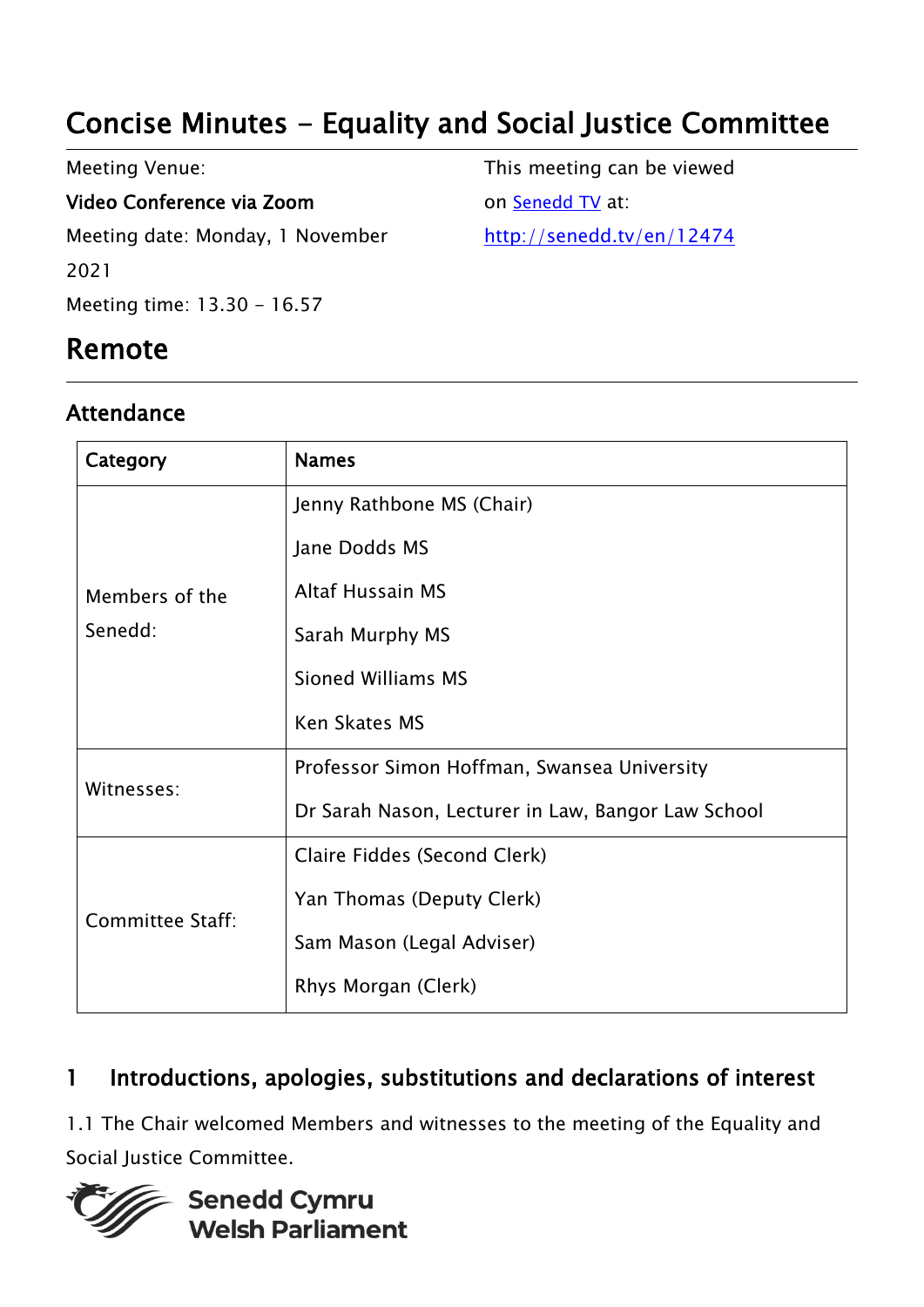# Concise Minutes - Equality and Social Justice Committee

Meeting Venue:

**Video Conference via Zoom**

Meeting date: Monday, 1 November 2021

Meeting time: 13.30 - 16.57

This meeting can be viewed on [Senedd TV](http://senedd.tv/en/12474) at:

http://senedd.tv/en/12474

## Remote

### Attendance

| Category | Names |
|---|---|
| Members of the Senedd: | Jenny Rathbone MS (Chair)<br>Jane Dodds MS<br>Altaf Hussain MS<br>Sarah Murphy MS<br>Sioned Williams MS<br>Ken Skates MS |
| Witnesses: | Professor Simon Hoffman, Swansea University<br>Dr Sarah Nason, Lecturer in Law, Bangor Law School |
| Committee Staff: | Claire Fiddes (Second Clerk)<br>Yan Thomas (Deputy Clerk)<br>Sam Mason (Legal Adviser)<br>Rhys Morgan (Clerk) |

### 1 Introductions, apologies, substitutions and declarations of interest

1.1 The Chair welcomed Members and witnesses to the meeting of the Equality and Social Justice Committee.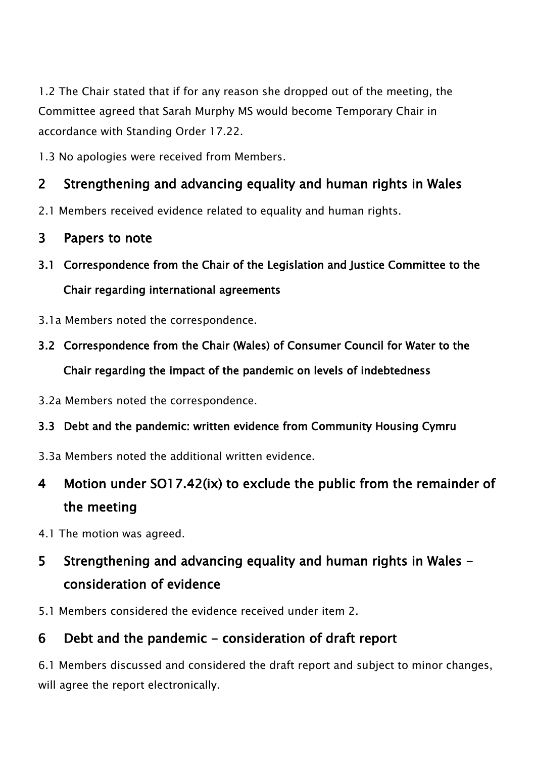1.2 The Chair stated that if for any reason she dropped out of the meeting, the Committee agreed that Sarah Murphy MS would become Temporary Chair in accordance with Standing Order 17.22.

1.3 No apologies were received from Members.

## 2 Strengthening and advancing equality and human rights in Wales

2.1 Members received evidence related to equality and human rights.

## 3 Papers to note

### 3.1 Correspondence from the Chair of the Legislation and Justice Committee to the Chair regarding international agreements

3.1a Members noted the correspondence.

### 3.2 Correspondence from the Chair (Wales) of Consumer Council for Water to the Chair regarding the impact of the pandemic on levels of indebtedness

3.2a Members noted the correspondence.

### 3.3 Debt and the pandemic: written evidence from Community Housing Cymru

3.3a Members noted the additional written evidence.

## 4 Motion under SO17.42(ix) to exclude the public from the remainder of the meeting

4.1 The motion was agreed.

## 5 Strengthening and advancing equality and human rights in Wales - consideration of evidence

5.1 Members considered the evidence received under item 2.

## 6 Debt and the pandemic - consideration of draft report

6.1 Members discussed and considered the draft report and subject to minor changes, will agree the report electronically.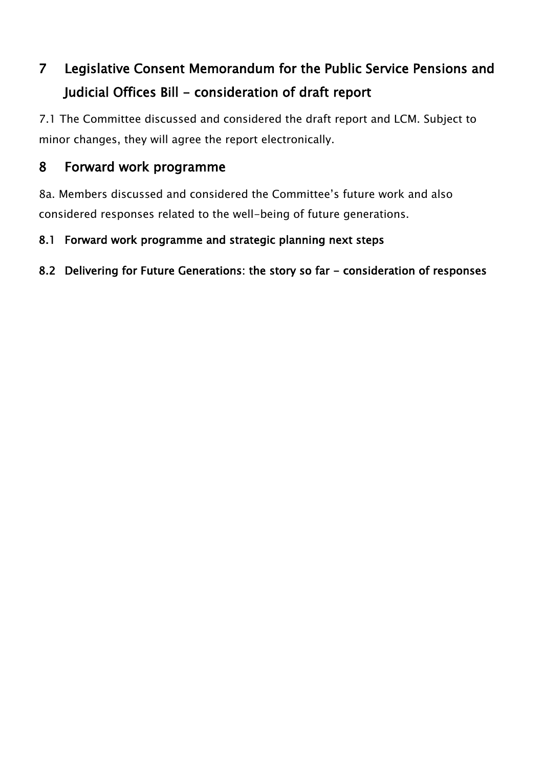## 7 Legislative Consent Memorandum for the Public Service Pensions and Judicial Offices Bill - consideration of draft report

7.1 The Committee discussed and considered the draft report and LCM. Subject to minor changes, they will agree the report electronically.

## 8 Forward work programme

8a. Members discussed and considered the Committee's future work and also considered responses related to the well-being of future generations.

### 8.1 Forward work programme and strategic planning next steps

### 8.2 Delivering for Future Generations: the story so far - consideration of responses